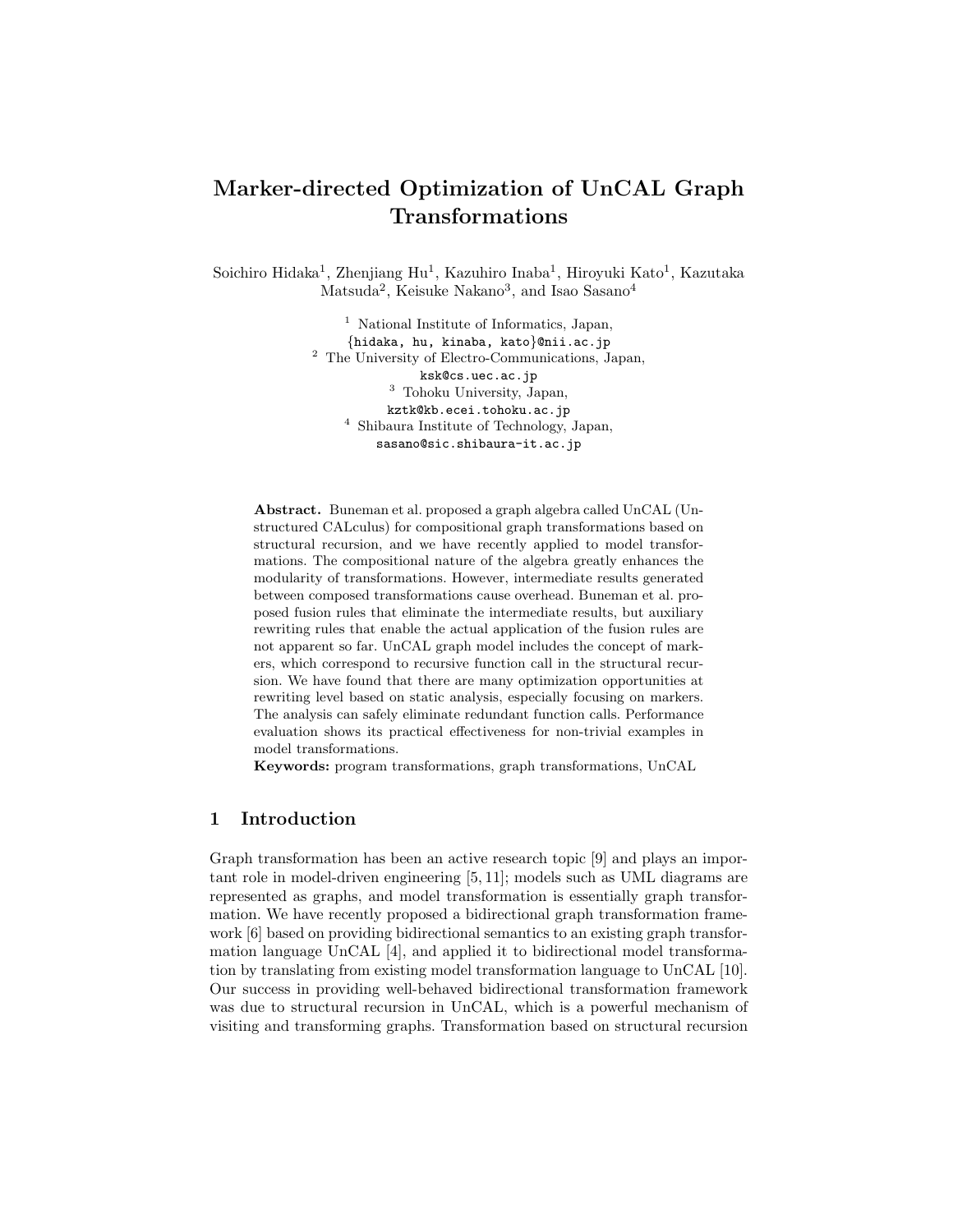# Marker-directed Optimization of UnCAL Graph Transformations

Soichiro Hidaka[1], Zhenjiang Hu[1], Kazuhiro Inaba[1], Hiroyuki Kato[1], Kazutaka Matsuda[2], Keisuke Nakano[3], and Isao Sasano[4]

[1] National Institute of Informatics, Japan,
{hidaka, hu, kinaba, kato}@nii.ac.jp
[2] The University of Electro-Communications, Japan,
ksk@cs.uec.ac.jp
[3] Tohoku University, Japan,
kztk@kb.ecei.tohoku.ac.jp
[4] Shibaura Institute of Technology, Japan,
sasano@sic.shibaura-it.ac.jp

**Abstract.** Buneman et al. proposed a graph algebra called UnCAL (Unstructured CALculus) for compositional graph transformations based on structural recursion, and we have recently applied to model transformations. The compositional nature of the algebra greatly enhances the modularity of transformations. However, intermediate results generated between composed transformations cause overhead. Buneman et al. proposed fusion rules that eliminate the intermediate results, but auxiliary rewriting rules that enable the actual application of the fusion rules are not apparent so far. UnCAL graph model includes the concept of markers, which correspond to recursive function call in the structural recursion. We have found that there are many optimization opportunities at rewriting level based on static analysis, especially focusing on markers. The analysis can safely eliminate redundant function calls. Performance evaluation shows its practical effectiveness for non-trivial examples in model transformations.

**Keywords:** program transformations, graph transformations, UnCAL

## 1 Introduction

Graph transformation has been an active research topic [9] and plays an important role in model-driven engineering [5, 11]; models such as UML diagrams are represented as graphs, and model transformation is essentially graph transformation. We have recently proposed a bidirectional graph transformation framework [6] based on providing bidirectional semantics to an existing graph transformation language UnCAL [4], and applied it to bidirectional model transformation by translating from existing model transformation language to UnCAL [10]. Our success in providing well-behaved bidirectional transformation framework was due to structural recursion in UnCAL, which is a powerful mechanism of visiting and transforming graphs. Transformation based on structural recursion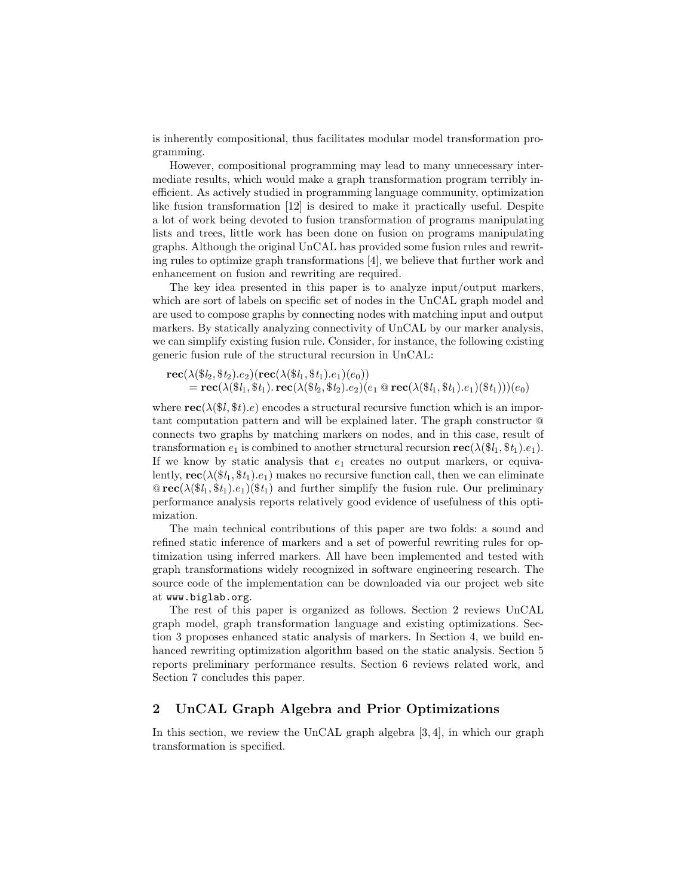is inherently compositional, thus facilitates modular model transformation programming.

However, compositional programming may lead to many unnecessary intermediate results, which would make a graph transformation program terribly inefficient. As actively studied in programming language community, optimization like fusion transformation [12] is desired to make it practically useful. Despite a lot of work being devoted to fusion transformation of programs manipulating lists and trees, little work has been done on fusion on programs manipulating graphs. Although the original UnCAL has provided some fusion rules and rewriting rules to optimize graph transformations [4], we believe that further work and enhancement on fusion and rewriting are required.

The key idea presented in this paper is to analyze input/output markers, which are sort of labels on specific set of nodes in the UnCAL graph model and are used to compose graphs by connecting nodes with matching input and output markers. By statically analyzing connectivity of UnCAL by our marker analysis, we can simplify existing fusion rule. Consider, for instance, the following existing generic fusion rule of the structural recursion in UnCAL:

$$\begin{aligned}&\mathbf{rec}(\lambda(\$l_2, \$t_2).e_2)(\mathbf{rec}(\lambda(\$l_1, \$t_1).e_1)(e_0))\\ &\quad = \mathbf{rec}(\lambda(\$l_1, \$t_1).\, \mathbf{rec}(\lambda(\$l_2, \$t_2).e_2)(e_1 \mathbin{@} \mathbf{rec}(\lambda(\$l_1, \$t_1).e_1)(\$t_1)))(e_0)\end{aligned}$$

where $\mathbf{rec}(\lambda(\$l, \$t).e)$ encodes a structural recursive function which is an important computation pattern and will be explained later. The graph constructor @ connects two graphs by matching markers on nodes, and in this case, result of transformation $e_1$ is combined to another structural recursion $\mathbf{rec}(\lambda(\$l_1, \$t_1).e_1)$. If we know by static analysis that $e_1$ creates no output markers, or equivalently, $\mathbf{rec}(\lambda(\$l_1, \$t_1).e_1)$ makes no recursive function call, then we can eliminate $@\,\mathbf{rec}(\lambda(\$l_1, \$t_1).e_1)(\$t_1)$ and further simplify the fusion rule. Our preliminary performance analysis reports relatively good evidence of usefulness of this optimization.

The main technical contributions of this paper are two folds: a sound and refined static inference of markers and a set of powerful rewriting rules for optimization using inferred markers. All have been implemented and tested with graph transformations widely recognized in software engineering research. The source code of the implementation can be downloaded via our project web site at `www.biglab.org`.

The rest of this paper is organized as follows. Section 2 reviews UnCAL graph model, graph transformation language and existing optimizations. Section 3 proposes enhanced static analysis of markers. In Section 4, we build enhanced rewriting optimization algorithm based on the static analysis. Section 5 reports preliminary performance results. Section 6 reviews related work, and Section 7 concludes this paper.

## 2 UnCAL Graph Algebra and Prior Optimizations

In this section, we review the UnCAL graph algebra [3, 4], in which our graph transformation is specified.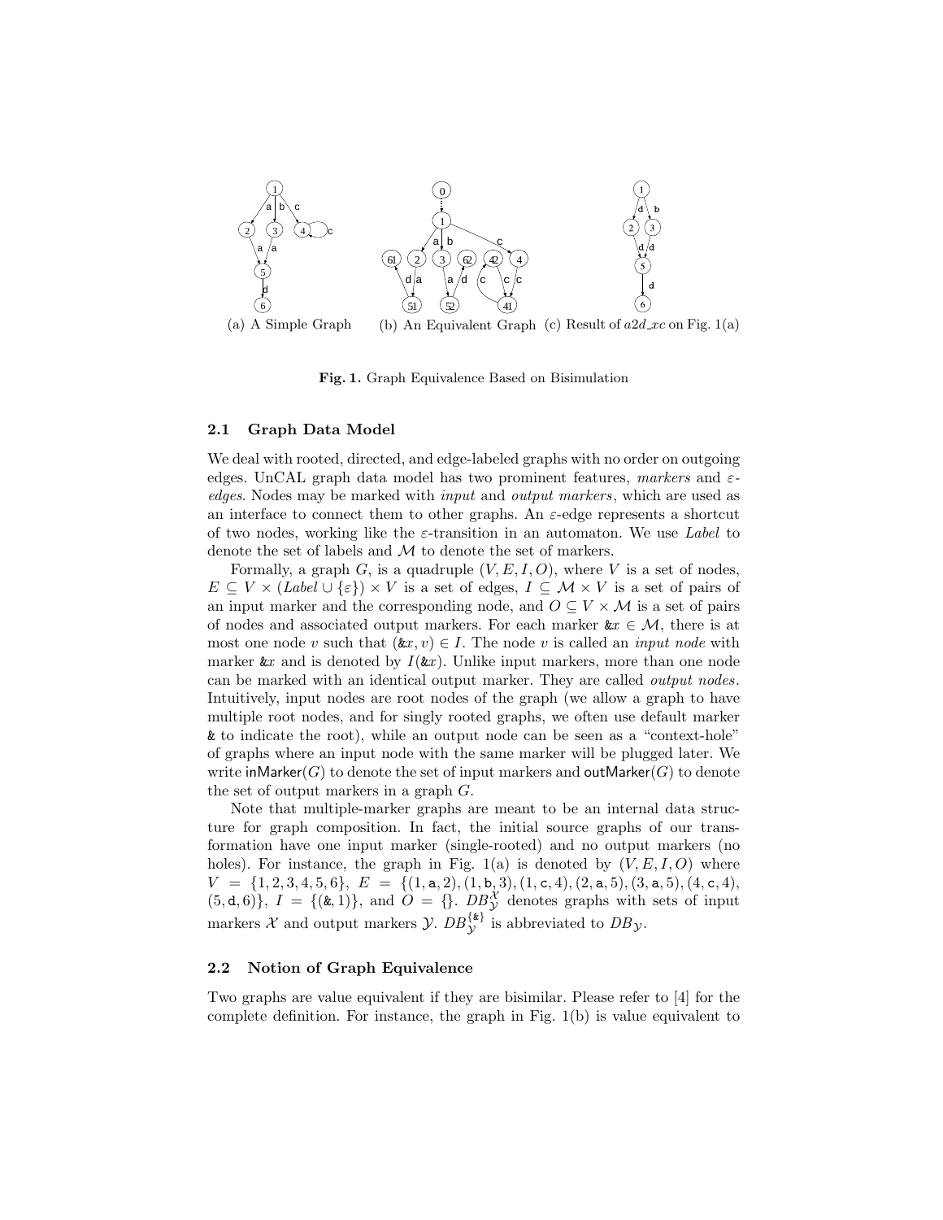(a) A Simple Graph (b) An Equivalent Graph (c) Result of $a2d\_xc$ on Fig. 1(a)

**Fig. 1.** Graph Equivalence Based on Bisimulation

### 2.1 Graph Data Model

We deal with rooted, directed, and edge-labeled graphs with no order on outgoing edges. UnCAL graph data model has two prominent features, *markers* and $\varepsilon$-*edges*. Nodes may be marked with *input* and *output markers*, which are used as an interface to connect them to other graphs. An $\varepsilon$-edge represents a shortcut of two nodes, working like the $\varepsilon$-transition in an automaton. We use *Label* to denote the set of labels and $\mathcal{M}$ to denote the set of markers.

Formally, a graph $G$, is a quadruple $(V, E, I, O)$, where $V$ is a set of nodes, $E \subseteq V \times (\mathit{Label} \cup \{\varepsilon\}) \times V$ is a set of edges, $I \subseteq \mathcal{M} \times V$ is a set of pairs of an input marker and the corresponding node, and $O \subseteq V \times \mathcal{M}$ is a set of pairs of nodes and associated output markers. For each marker $\&x \in \mathcal{M}$, there is at most one node $v$ such that $(\&x, v) \in I$. The node $v$ is called an *input node* with marker $\&x$ and is denoted by $I(\&x)$. Unlike input markers, more than one node can be marked with an identical output marker. They are called *output nodes*. Intuitively, input nodes are root nodes of the graph (we allow a graph to have multiple root nodes, and for singly rooted graphs, we often use default marker $\&$ to indicate the root), while an output node can be seen as a "context-hole" of graphs where an input node with the same marker will be plugged later. We write $\mathsf{inMarker}(G)$ to denote the set of input markers and $\mathsf{outMarker}(G)$ to denote the set of output markers in a graph $G$.

Note that multiple-marker graphs are meant to be an internal data structure for graph composition. In fact, the initial source graphs of our transformation have one input marker (single-rooted) and no output markers (no holes). For instance, the graph in Fig. 1(a) is denoted by $(V, E, I, O)$ where $V = \{1, 2, 3, 4, 5, 6\}$, $E = \{(1, \mathsf{a}, 2), (1, \mathsf{b}, 3), (1, \mathsf{c}, 4), (2, \mathsf{a}, 5), (3, \mathsf{a}, 5), (4, \mathsf{c}, 4), (5, \mathsf{d}, 6)\}$, $I = \{(\&, 1)\}$, and $O = \{\}$. $DB^{\mathcal{X}}_{\mathcal{Y}}$ denotes graphs with sets of input markers $\mathcal{X}$ and output markers $\mathcal{Y}$. $DB^{\{\&\}}_{\mathcal{Y}}$ is abbreviated to $DB_{\mathcal{Y}}$.

### 2.2 Notion of Graph Equivalence

Two graphs are value equivalent if they are bisimilar. Please refer to [4] for the complete definition. For instance, the graph in Fig. 1(b) is value equivalent to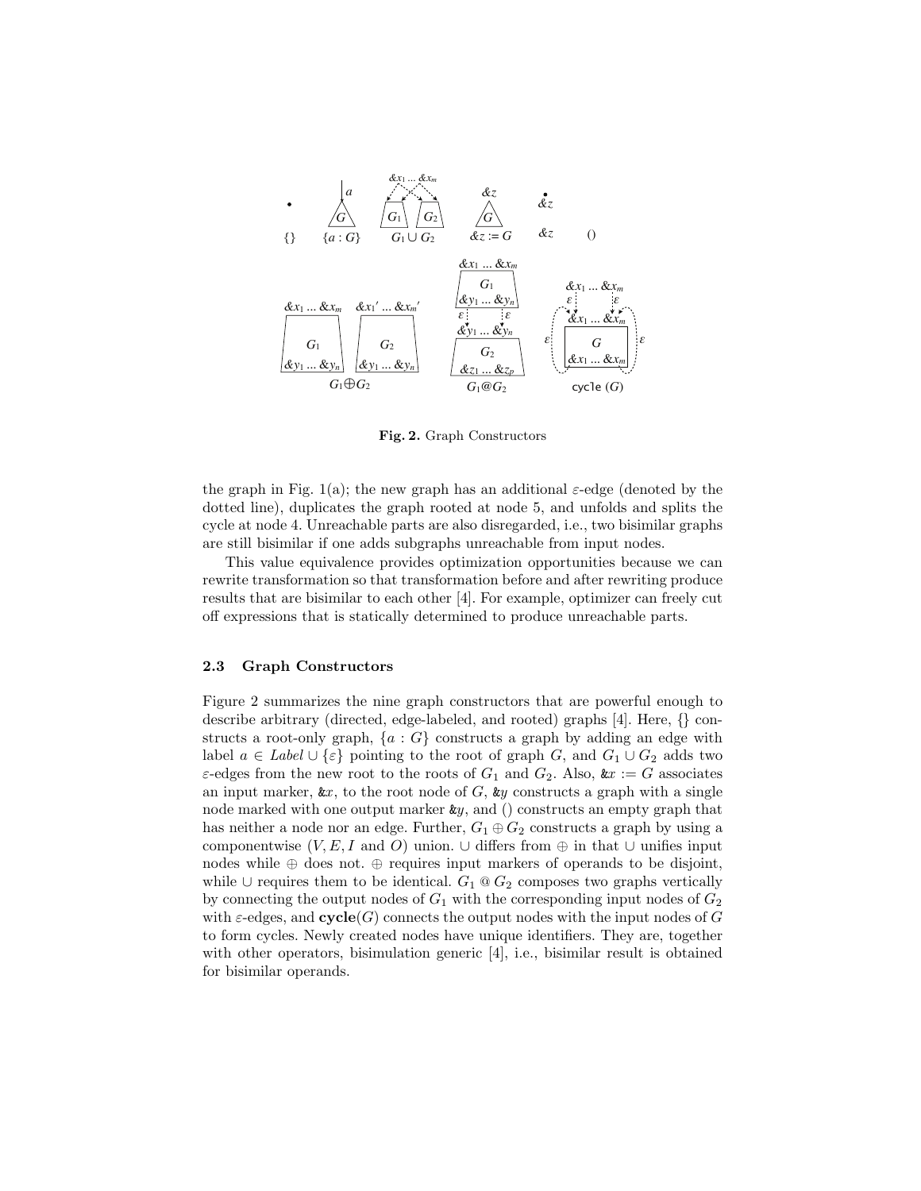**Fig. 2.** Graph Constructors

the graph in Fig. 1(a); the new graph has an additional $\varepsilon$-edge (denoted by the dotted line), duplicates the graph rooted at node 5, and unfolds and splits the cycle at node 4. Unreachable parts are also disregarded, i.e., two bisimilar graphs are still bisimilar if one adds subgraphs unreachable from input nodes.

This value equivalence provides optimization opportunities because we can rewrite transformation so that transformation before and after rewriting produce results that are bisimilar to each other [4]. For example, optimizer can freely cut off expressions that is statically determined to produce unreachable parts.

### 2.3 Graph Constructors

Figure 2 summarizes the nine graph constructors that are powerful enough to describe arbitrary (directed, edge-labeled, and rooted) graphs [4]. Here, $\{\}$ constructs a root-only graph, $\{a : G\}$ constructs a graph by adding an edge with label $a \in \mathit{Label} \cup \{\varepsilon\}$ pointing to the root of graph $G$, and $G_1 \cup G_2$ adds two $\varepsilon$-edges from the new root to the roots of $G_1$ and $G_2$. Also, &$x$ := $G$ associates an input marker, &$x$, to the root node of $G$, &$y$ constructs a graph with a single node marked with one output marker &$y$, and () constructs an empty graph that has neither a node nor an edge. Further, $G_1 \oplus G_2$ constructs a graph by using a componentwise ($V, E, I$ and $O$) union. $\cup$ differs from $\oplus$ in that $\cup$ unifies input nodes while $\oplus$ does not. $\oplus$ requires input markers of operands to be disjoint, while $\cup$ requires them to be identical. $G_1$ @ $G_2$ composes two graphs vertically by connecting the output nodes of $G_1$ with the corresponding input nodes of $G_2$ with $\varepsilon$-edges, and **cycle**($G$) connects the output nodes with the input nodes of $G$ to form cycles. Newly created nodes have unique identifiers. They are, together with other operators, bisimulation generic [4], i.e., bisimilar result is obtained for bisimilar operands.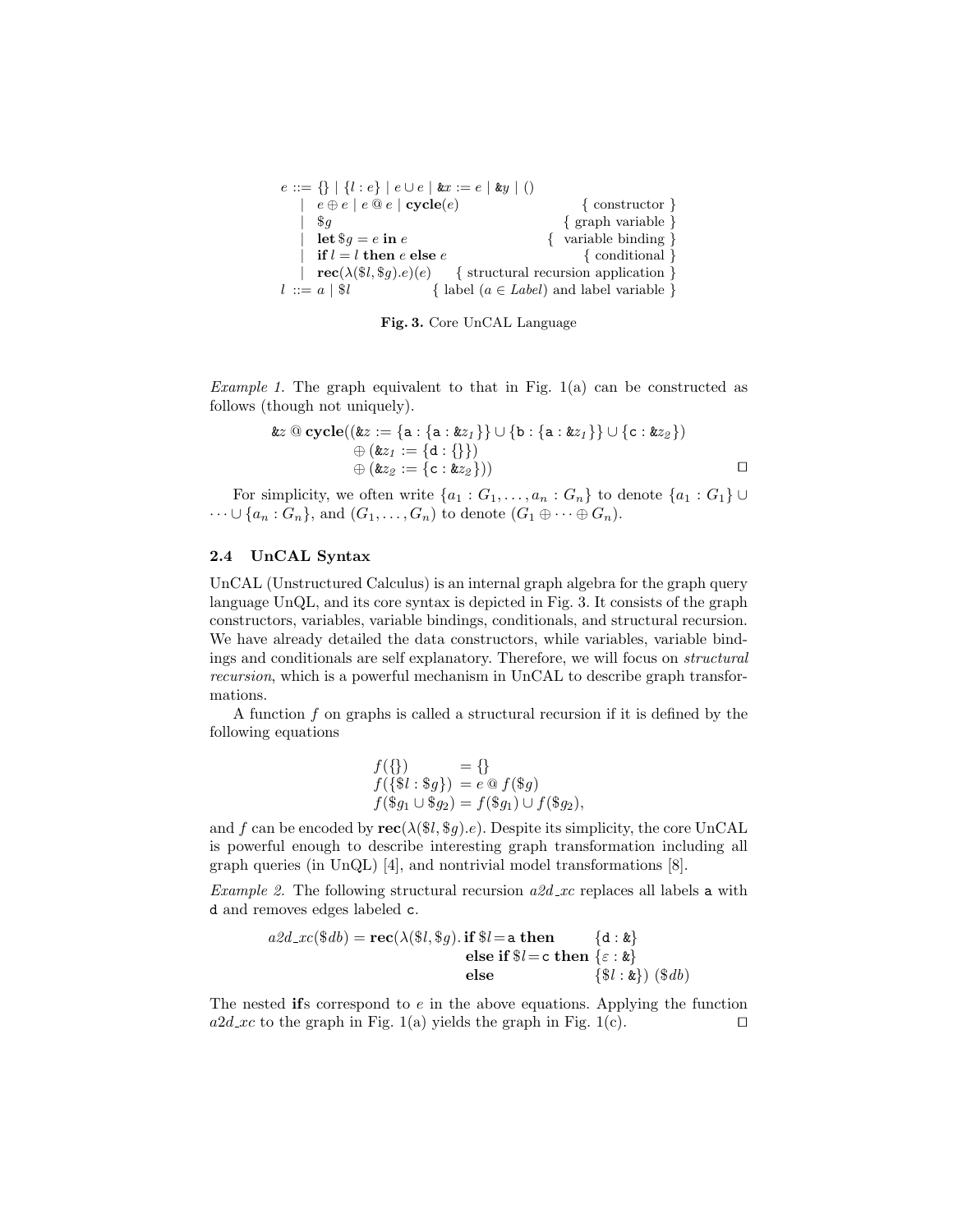$$
\begin{array}{rll}
e ::= & \{\} \mid \{l : e\} \mid e \cup e \mid \&x := e \mid \&y \mid () & \\
\mid & e \oplus e \mid e \mathbin{@} e \mid \mathbf{cycle}(e) & \{ \text{ constructor } \} \\
\mid & \$g & \{ \text{ graph variable } \} \\
\mid & \mathbf{let}\ \$g = e\ \mathbf{in}\ e & \{ \text{ variable binding } \} \\
\mid & \mathbf{if}\ l = l\ \mathbf{then}\ e\ \mathbf{else}\ e & \{ \text{ conditional } \} \\
\mid & \mathbf{rec}(\lambda(\$l, \$g).e)(e) & \{ \text{ structural recursion application } \} \\
l ::= & a \mid \$l & \{ \text{ label } (a \in \mathit{Label}) \text{ and label variable } \}
\end{array}
$$

**Fig. 3.** Core UnCAL Language

*Example 1.* The graph equivalent to that in Fig. 1(a) can be constructed as follows (though not uniquely).

$$
\begin{array}{l}
\&z \mathbin{@} \mathbf{cycle}((\&z := \{\mathtt{a} : \{\mathtt{a} : \&z_1\}\} \cup \{\mathtt{b} : \{\mathtt{a} : \&z_1\}\} \cup \{\mathtt{c} : \&z_2\}) \\
\qquad \oplus (\&z_1 := \{\mathtt{d} : \{\}\}) \\
\qquad \oplus (\&z_2 := \{\mathtt{c} : \&z_2\}))
\end{array}
\qquad \square
$$

For simplicity, we often write $\{a_1 : G_1, \ldots, a_n : G_n\}$ to denote $\{a_1 : G_1\} \cup \cdots \cup \{a_n : G_n\}$, and $(G_1, \ldots, G_n)$ to denote $(G_1 \oplus \cdots \oplus G_n)$.

### 2.4 UnCAL Syntax

UnCAL (Unstructured Calculus) is an internal graph algebra for the graph query language UnQL, and its core syntax is depicted in Fig. 3. It consists of the graph constructors, variables, variable bindings, conditionals, and structural recursion. We have already detailed the data constructors, while variables, variable bindings and conditionals are self explanatory. Therefore, we will focus on *structural recursion*, which is a powerful mechanism in UnCAL to describe graph transformations.

A function $f$ on graphs is called a structural recursion if it is defined by the following equations

$$
\begin{array}{ll}
f(\{\}) & = \{\} \\
f(\{\$l : \$g\}) & = e \mathbin{@} f(\$g) \\
f(\$g_1 \cup \$g_2) & = f(\$g_1) \cup f(\$g_2),
\end{array}
$$

and $f$ can be encoded by $\mathbf{rec}(\lambda(\$l, \$g).e)$. Despite its simplicity, the core UnCAL is powerful enough to describe interesting graph transformation including all graph queries (in UnQL) [4], and nontrivial model transformations [8].

*Example 2.* The following structural recursion *a2d_xc* replaces all labels a with d and removes edges labeled c.

$$
\mathit{a2d\_xc}(\$db) = \mathbf{rec}(\lambda(\$l, \$g).\ 
\begin{array}{ll}
\mathbf{if}\ \$l = \mathtt{a}\ \mathbf{then} & \{\mathtt{d} : \&\} \\
\mathbf{else\ if}\ \$l = \mathtt{c}\ \mathbf{then} & \{\varepsilon : \&\} \\
\mathbf{else} & \{\$l : \&\})\ (\$db)
\end{array}
$$

The nested **if**s correspond to $e$ in the above equations. Applying the function *a2d_xc* to the graph in Fig. 1(a) yields the graph in Fig. 1(c). $\square$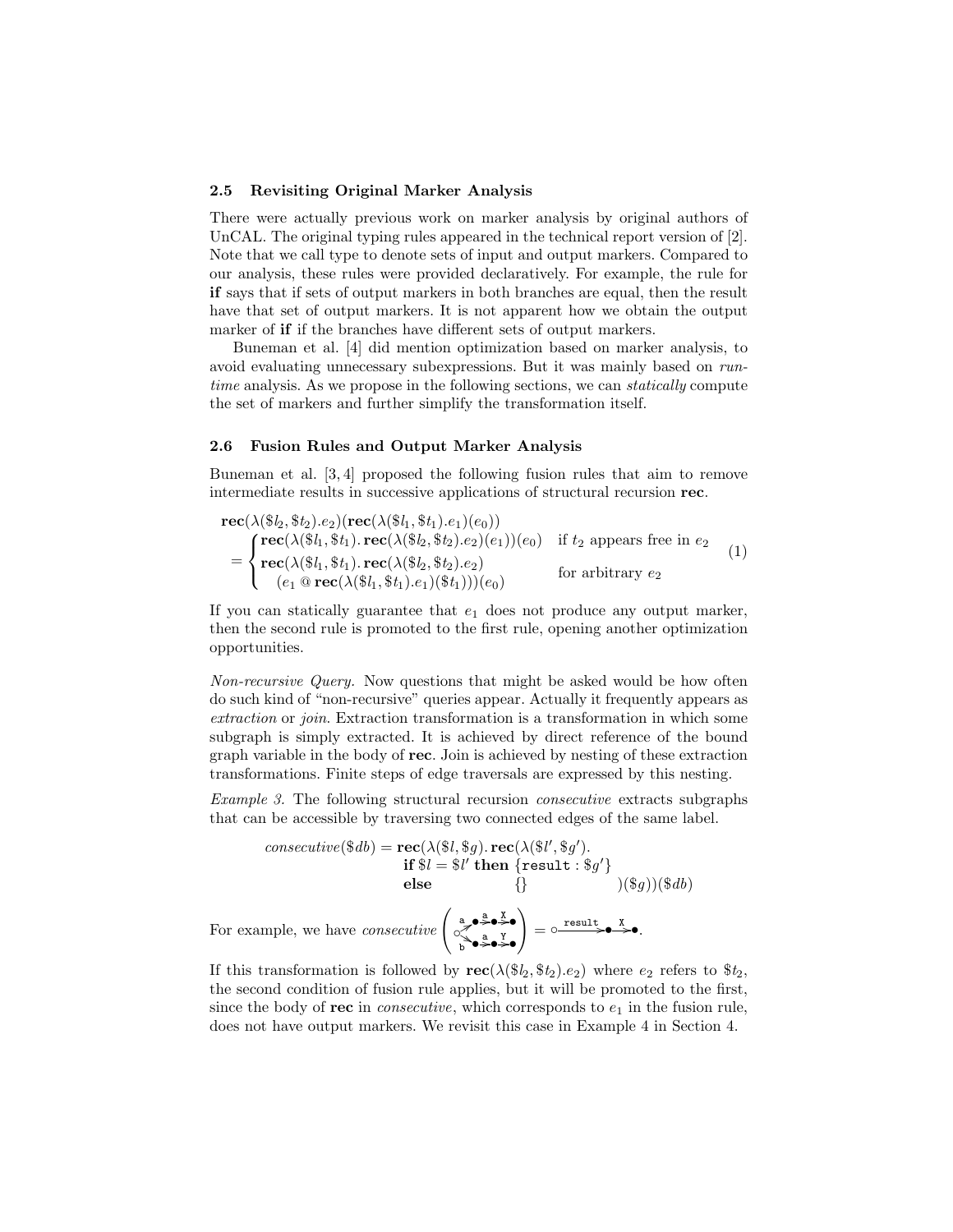### 2.5 Revisiting Original Marker Analysis

There were actually previous work on marker analysis by original authors of UnCAL. The original typing rules appeared in the technical report version of [2]. Note that we call type to denote sets of input and output markers. Compared to our analysis, these rules were provided declaratively. For example, the rule for **if** says that if sets of output markers in both branches are equal, then the result have that set of output markers. It is not apparent how we obtain the output marker of **if** if the branches have different sets of output markers.

Buneman et al. [4] did mention optimization based on marker analysis, to avoid evaluating unnecessary subexpressions. But it was mainly based on *run-time* analysis. As we propose in the following sections, we can *statically* compute the set of markers and further simplify the transformation itself.

### 2.6 Fusion Rules and Output Marker Analysis

Buneman et al. [3, 4] proposed the following fusion rules that aim to remove intermediate results in successive applications of structural recursion **rec**.

$$
\begin{aligned}
&\mathbf{rec}(\lambda(\$l_2, \$t_2).e_2)(\mathbf{rec}(\lambda(\$l_1, \$t_1).e_1)(e_0)) \\
&= \begin{cases}
\mathbf{rec}(\lambda(\$l_1, \$t_1).\, \mathbf{rec}(\lambda(\$l_2, \$t_2).e_2)(e_1))(e_0) & \text{if } t_2 \text{ appears free in } e_2 \\
\mathbf{rec}(\lambda(\$l_1, \$t_1).\, \mathbf{rec}(\lambda(\$l_2, \$t_2).e_2) & \\
\quad (e_1 \mathbin{@} \mathbf{rec}(\lambda(\$l_1, \$t_1).e_1)(\$t_1)))(e_0) & \text{for arbitrary } e_2
\end{cases}
\end{aligned}
\tag{1}
$$

If you can statically guarantee that $e_1$ does not produce any output marker, then the second rule is promoted to the first rule, opening another optimization opportunities.

*Non-recursive Query.* Now questions that might be asked would be how often do such kind of "non-recursive" queries appear. Actually it frequently appears as *extraction* or *join*. Extraction transformation is a transformation in which some subgraph is simply extracted. It is achieved by direct reference of the bound graph variable in the body of **rec**. Join is achieved by nesting of these extraction transformations. Finite steps of edge traversals are expressed by this nesting.

*Example 3.* The following structural recursion *consecutive* extracts subgraphs that can be accessible by traversing two connected edges of the same label.

$$
\begin{aligned}
\mathit{consecutive}(\$db) = \mathbf{rec}(\lambda(\$l, \$g).\, &\mathbf{rec}(\lambda(\$l', \$g'). \\
&\mathbf{if}\ \$l = \$l'\ \mathbf{then}\ \{\mathtt{result} : \$g'\} \\
&\mathbf{else}\ \qquad\qquad \{\} \qquad\qquad )(\$g))(\$db)
\end{aligned}
$$

For example, we have *consecutive* ( graph with edges a→a→X and b→a→Y ) = ○ —result→ ● —X→ ●.

If this transformation is followed by $\mathbf{rec}(\lambda(\$l_2, \$t_2).e_2)$ where $e_2$ refers to $\$t_2$, the second condition of fusion rule applies, but it will be promoted to the first, since the body of **rec** in *consecutive*, which corresponds to $e_1$ in the fusion rule, does not have output markers. We revisit this case in Example 4 in Section 4.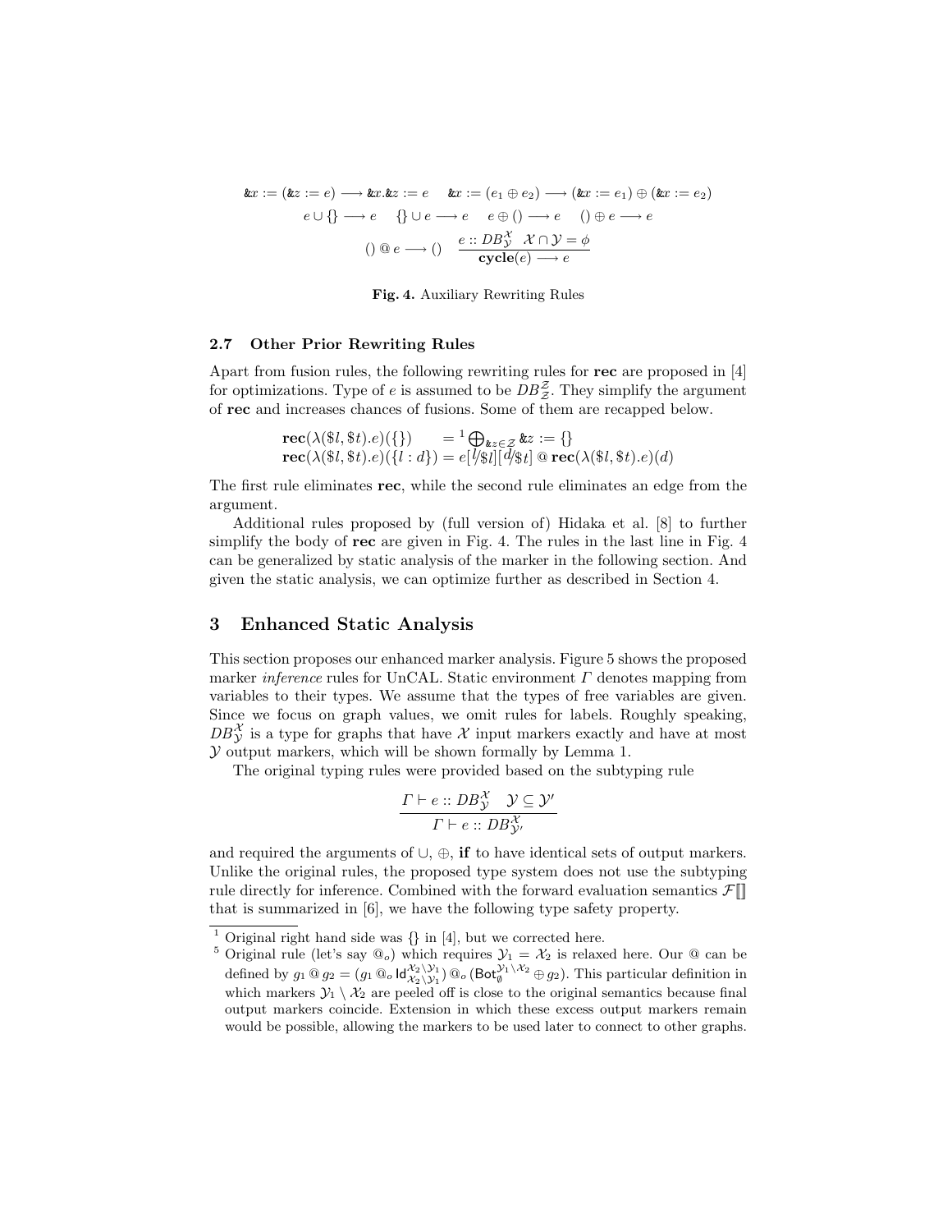$$\&x := (\&z := e) \longrightarrow \&x.\&z := e \qquad \&x := (e_1 \oplus e_2) \longrightarrow (\&x := e_1) \oplus (\&x := e_2)$$

$$e \cup \{\} \longrightarrow e \qquad \{\} \cup e \longrightarrow e \qquad e \oplus () \longrightarrow e \qquad () \oplus e \longrightarrow e$$

$$() \mathbin{@} e \longrightarrow () \qquad \frac{e :: DB^{\mathcal{X}}_{\mathcal{Y}} \quad \mathcal{X} \cap \mathcal{Y} = \phi}{\mathbf{cycle}(e) \longrightarrow e}$$

**Fig. 4.** Auxiliary Rewriting Rules

### 2.7 Other Prior Rewriting Rules

Apart from fusion rules, the following rewriting rules for **rec** are proposed in [4] for optimizations. Type of $e$ is assumed to be $DB^{\mathcal{Z}}_{\mathcal{Z}}$. They simplify the argument of **rec** and increases chances of fusions. Some of them are recapped below.

$$\mathbf{rec}(\lambda(\$l, \$t).e)(\{\}) \quad = {}^{1} \bigoplus_{\&z \in \mathcal{Z}} \&z := \{\}$$
$$\mathbf{rec}(\lambda(\$l, \$t).e)(\{l : d\}) = e[{}^{l}\!/\!_{\$l}][{}^{d}\!/\!_{\$t}] \mathbin{@} \mathbf{rec}(\lambda(\$l, \$t).e)(d)$$

The first rule eliminates **rec**, while the second rule eliminates an edge from the argument.

Additional rules proposed by (full version of) Hidaka et al. [8] to further simplify the body of **rec** are given in Fig. 4. The rules in the last line in Fig. 4 can be generalized by static analysis of the marker in the following section. And given the static analysis, we can optimize further as described in Section 4.

## 3 Enhanced Static Analysis

This section proposes our enhanced marker analysis. Figure 5 shows the proposed marker *inference* rules for UnCAL. Static environment $\Gamma$ denotes mapping from variables to their types. We assume that the types of free variables are given. Since we focus on graph values, we omit rules for labels. Roughly speaking, $DB^{\mathcal{X}}_{\mathcal{Y}}$ is a type for graphs that have $\mathcal{X}$ input markers exactly and have at most $\mathcal{Y}$ output markers, which will be shown formally by Lemma 1.

The original typing rules were provided based on the subtyping rule

$$\frac{\Gamma \vdash e :: DB^{\mathcal{X}}_{\mathcal{Y}} \quad \mathcal{Y} \subseteq \mathcal{Y}'}{\Gamma \vdash e :: DB^{\mathcal{X}}_{\mathcal{Y}'}}$$

and required the arguments of $\cup$, $\oplus$, **if** to have identical sets of output markers. Unlike the original rules, the proposed type system does not use the subtyping rule directly for inference. Combined with the forward evaluation semantics $\mathcal{F}[\![]\!]$ that is summarized in [6], we have the following type safety property.

---

[1] Original right hand side was $\{\}$ in [4], but we corrected here.

[5] Original rule (let's say $@_o$) which requires $\mathcal{Y}_1 = \mathcal{X}_2$ is relaxed here. Our $@$ can be defined by $g_1 \mathbin{@} g_2 = (g_1 \mathbin{@_o} \mathsf{Id}^{\mathcal{X}_2 \setminus \mathcal{Y}_1}_{\mathcal{X}_2 \setminus \mathcal{Y}_1}) \mathbin{@_o} (\mathsf{Bot}^{\mathcal{Y}_1 \setminus \mathcal{X}_2}_{\emptyset} \oplus g_2)$. This particular definition in which markers $\mathcal{Y}_1 \setminus \mathcal{X}_2$ are peeled off is close to the original semantics because final output markers coincide. Extension in which these excess output markers remain would be possible, allowing the markers to be used later to connect to other graphs.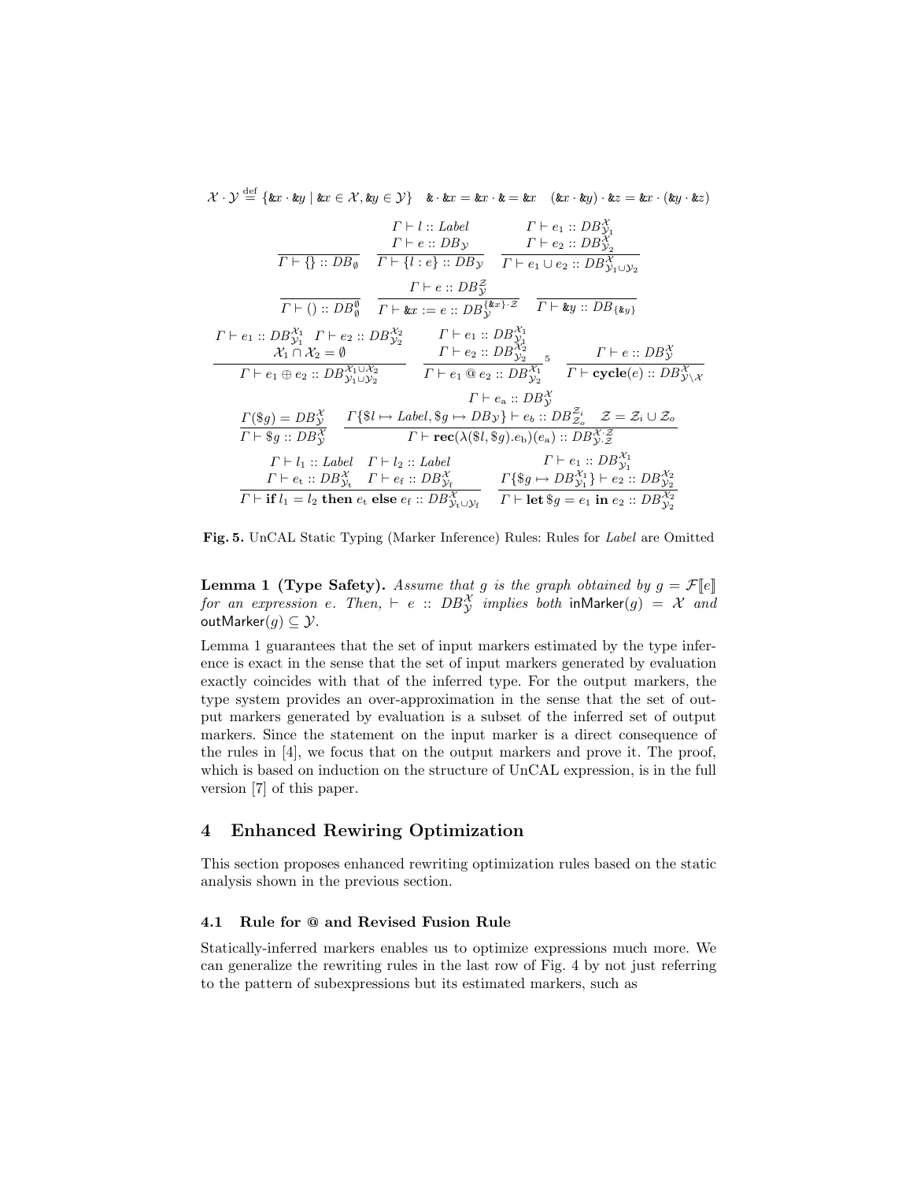$$\mathcal{X} \cdot \mathcal{Y} \stackrel{\text{def}}{=} \{\&x \cdot \&y \mid \&x \in \mathcal{X}, \&y \in \mathcal{Y}\} \quad \& \cdot \&x = \&x \cdot \& = \&x \quad (\&x \cdot \&y) \cdot \&z = \&x \cdot (\&y \cdot \&z)$$

$$\frac{}{\Gamma \vdash \{\} :: DB_{\emptyset}} \quad \frac{\Gamma \vdash l :: Label \quad \Gamma \vdash e :: DB_{\mathcal{Y}}}{\Gamma \vdash \{l : e\} :: DB_{\mathcal{Y}}} \quad \frac{\Gamma \vdash e_1 :: DB^{\mathcal{X}}_{\mathcal{Y}_1} \quad \Gamma \vdash e_2 :: DB^{\mathcal{X}}_{\mathcal{Y}_2}}{\Gamma \vdash e_1 \cup e_2 :: DB^{\mathcal{X}}_{\mathcal{Y}_1 \cup \mathcal{Y}_2}}$$

$$\frac{}{\Gamma \vdash () :: DB^{\emptyset}_{\emptyset}} \quad \frac{\Gamma \vdash e :: DB^{\mathcal{Z}}_{\mathcal{Y}}}{\Gamma \vdash \&x := e :: DB^{\{\&x\} \cdot \mathcal{Z}}_{\mathcal{Y}}} \quad \frac{}{\Gamma \vdash \&y :: DB_{\{\&y\}}}$$

$$\frac{\Gamma \vdash e_1 :: DB^{\mathcal{X}_1}_{\mathcal{Y}_1} \quad \Gamma \vdash e_2 :: DB^{\mathcal{X}_2}_{\mathcal{Y}_2} \quad \mathcal{X}_1 \cap \mathcal{X}_2 = \emptyset}{\Gamma \vdash e_1 \oplus e_2 :: DB^{\mathcal{X}_1 \cup \mathcal{X}_2}_{\mathcal{Y}_1 \cup \mathcal{Y}_2}} \quad \frac{\Gamma \vdash e_1 :: DB^{\mathcal{X}_1}_{\mathcal{Y}_1} \quad \Gamma \vdash e_2 :: DB^{\mathcal{X}_2}_{\mathcal{Y}_2}}{\Gamma \vdash e_1 \mathbin{@} e_2 :: DB^{\mathcal{X}_1}_{\mathcal{Y}_2}}\,{}^{5} \quad \frac{\Gamma \vdash e :: DB^{\mathcal{X}}_{\mathcal{Y}}}{\Gamma \vdash \mathbf{cycle}(e) :: DB^{\mathcal{X}}_{\mathcal{Y} \setminus \mathcal{X}}}$$

$$\frac{\Gamma(\$g) = DB^{\mathcal{X}}_{\mathcal{Y}}}{\Gamma \vdash \$g :: DB^{\mathcal{X}}_{\mathcal{Y}}} \quad \frac{\Gamma \vdash e_{\mathrm{a}} :: DB^{\mathcal{X}}_{\mathcal{Y}} \quad \Gamma\{\$l \mapsto Label, \$g \mapsto DB_{\mathcal{Y}}\} \vdash e_{\mathrm{b}} :: DB^{\mathcal{Z}_i}_{\mathcal{Z}_o} \quad \mathcal{Z} = \mathcal{Z}_i \cup \mathcal{Z}_o}{\Gamma \vdash \mathbf{rec}(\lambda(\$l, \$g).e_{\mathrm{b}})(e_{\mathrm{a}}) :: DB^{\mathcal{X} \cdot \mathcal{Z}}_{\mathcal{Y} \cdot \mathcal{Z}}}$$

$$\frac{\Gamma \vdash l_1 :: Label \quad \Gamma \vdash l_2 :: Label \quad \Gamma \vdash e_{\mathrm{t}} :: DB^{\mathcal{X}}_{\mathcal{Y}_{\mathrm{t}}} \quad \Gamma \vdash e_{\mathrm{f}} :: DB^{\mathcal{X}}_{\mathcal{Y}_{\mathrm{f}}}}{\Gamma \vdash \mathbf{if}\ l_1 = l_2\ \mathbf{then}\ e_{\mathrm{t}}\ \mathbf{else}\ e_{\mathrm{f}} :: DB^{\mathcal{X}}_{\mathcal{Y}_{\mathrm{t}} \cup \mathcal{Y}_{\mathrm{f}}}} \quad \frac{\Gamma \vdash e_1 :: DB^{\mathcal{X}_1}_{\mathcal{Y}_1} \quad \Gamma\{\$g \mapsto DB^{\mathcal{X}_1}_{\mathcal{Y}_1}\} \vdash e_2 :: DB^{\mathcal{X}_2}_{\mathcal{Y}_2}}{\Gamma \vdash \mathbf{let}\ \$g = e_1\ \mathbf{in}\ e_2 :: DB^{\mathcal{X}_2}_{\mathcal{Y}_2}}$$

**Fig. 5.** UnCAL Static Typing (Marker Inference) Rules: Rules for *Label* are Omitted

**Lemma 1 (Type Safety).** *Assume that $g$ is the graph obtained by $g = \mathcal{F}[\![e]\!]$ for an expression $e$. Then, $\vdash e :: DB^{\mathcal{X}}_{\mathcal{Y}}$ implies both* $\mathsf{inMarker}(g) = \mathcal{X}$ *and* $\mathsf{outMarker}(g) \subseteq \mathcal{Y}$.

Lemma 1 guarantees that the set of input markers estimated by the type inference is exact in the sense that the set of input markers generated by evaluation exactly coincides with that of the inferred type. For the output markers, the type system provides an over-approximation in the sense that the set of output markers generated by evaluation is a subset of the inferred set of output markers. Since the statement on the input marker is a direct consequence of the rules in [4], we focus that on the output markers and prove it. The proof, which is based on induction on the structure of UnCAL expression, is in the full version [7] of this paper.

## 4 Enhanced Rewiring Optimization

This section proposes enhanced rewriting optimization rules based on the static analysis shown in the previous section.

### 4.1 Rule for @ and Revised Fusion Rule

Statically-inferred markers enables us to optimize expressions much more. We can generalize the rewriting rules in the last row of Fig. 4 by not just referring to the pattern of subexpressions but its estimated markers, such as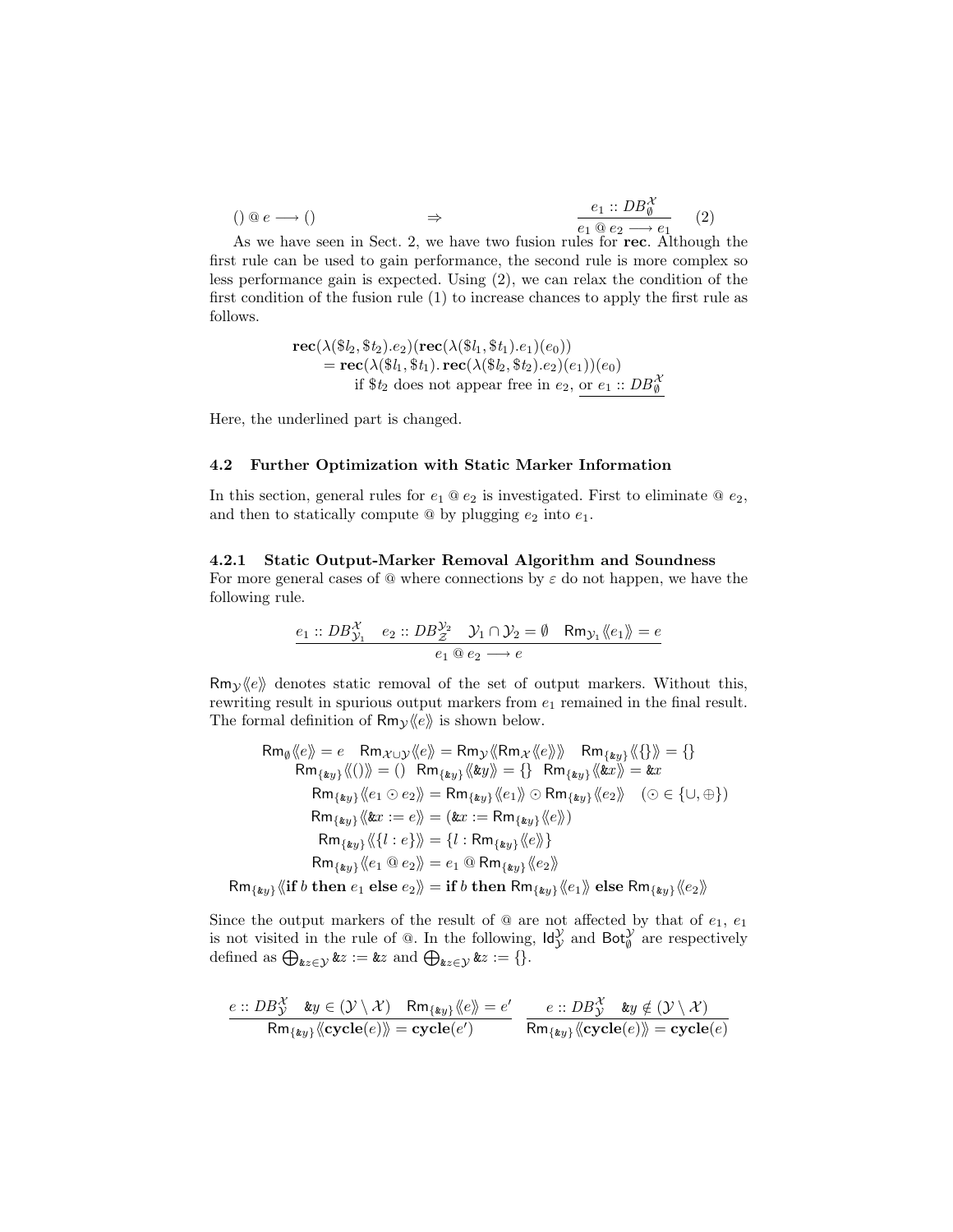$$() \mathbin{@} e \longrightarrow () \qquad\qquad \Rightarrow \qquad\qquad \frac{e_1 :: DB^{\mathcal{X}}_{\emptyset}}{e_1 \mathbin{@} e_2 \longrightarrow e_1} \quad (2)$$

As we have seen in Sect. 2, we have two fusion rules for **rec**. Although the first rule can be used to gain performance, the second rule is more complex so less performance gain is expected. Using (2), we can relax the condition of the first condition of the fusion rule (1) to increase chances to apply the first rule as follows.

$$\begin{aligned}
&\mathbf{rec}(\lambda(\$l_2, \$t_2).e_2)(\mathbf{rec}(\lambda(\$l_1, \$t_1).e_1)(e_0)) \\
&\quad = \mathbf{rec}(\lambda(\$l_1, \$t_1).\, \mathbf{rec}(\lambda(\$l_2, \$t_2).e_2)(e_1))(e_0) \\
&\qquad \text{if } \$t_2 \text{ does not appear free in } e_2, \underline{\text{ or } e_1 :: DB^{\mathcal{X}}_{\emptyset}}
\end{aligned}$$

Here, the underlined part is changed.

### 4.2 Further Optimization with Static Marker Information

In this section, general rules for $e_1 \mathbin{@} e_2$ is investigated. First to eliminate $\mathbin{@} e_2$, and then to statically compute @ by plugging $e_2$ into $e_1$.

#### 4.2.1 Static Output-Marker Removal Algorithm and Soundness

For more general cases of @ where connections by $\varepsilon$ do not happen, we have the following rule.

$$\frac{e_1 :: DB^{\mathcal{X}}_{\mathcal{Y}_1} \quad e_2 :: DB^{\mathcal{Y}_2}_{\mathcal{Z}} \quad \mathcal{Y}_1 \cap \mathcal{Y}_2 = \emptyset \quad \mathsf{Rm}_{\mathcal{Y}_1}\langle\!\langle e_1 \rangle\!\rangle = e}{e_1 \mathbin{@} e_2 \longrightarrow e}$$

$\mathsf{Rm}_{\mathcal{Y}}\langle\!\langle e \rangle\!\rangle$ denotes static removal of the set of output markers. Without this, rewriting result in spurious output markers from $e_1$ remained in the final result. The formal definition of $\mathsf{Rm}_{\mathcal{Y}}\langle\!\langle e \rangle\!\rangle$ is shown below.

$$\begin{gathered}
\mathsf{Rm}_{\emptyset}\langle\!\langle e \rangle\!\rangle = e \quad \mathsf{Rm}_{\mathcal{X} \cup \mathcal{Y}}\langle\!\langle e \rangle\!\rangle = \mathsf{Rm}_{\mathcal{Y}}\langle\!\langle \mathsf{Rm}_{\mathcal{X}}\langle\!\langle e \rangle\!\rangle \rangle\!\rangle \quad \mathsf{Rm}_{\{\&y\}}\langle\!\langle \{\} \rangle\!\rangle = \{\} \\
\mathsf{Rm}_{\{\&y\}}\langle\!\langle () \rangle\!\rangle = () \quad \mathsf{Rm}_{\{\&y\}}\langle\!\langle \&y \rangle\!\rangle = \{\} \quad \mathsf{Rm}_{\{\&y\}}\langle\!\langle \&x \rangle\!\rangle = \&x \\
\mathsf{Rm}_{\{\&y\}}\langle\!\langle e_1 \odot e_2 \rangle\!\rangle = \mathsf{Rm}_{\{\&y\}}\langle\!\langle e_1 \rangle\!\rangle \odot \mathsf{Rm}_{\{\&y\}}\langle\!\langle e_2 \rangle\!\rangle \quad (\odot \in \{\cup, \oplus\}) \\
\mathsf{Rm}_{\{\&y\}}\langle\!\langle \&x := e \rangle\!\rangle = (\&x := \mathsf{Rm}_{\{\&y\}}\langle\!\langle e \rangle\!\rangle) \\
\mathsf{Rm}_{\{\&y\}}\langle\!\langle \{l : e\} \rangle\!\rangle = \{l : \mathsf{Rm}_{\{\&y\}}\langle\!\langle e \rangle\!\rangle\} \\
\mathsf{Rm}_{\{\&y\}}\langle\!\langle e_1 \mathbin{@} e_2 \rangle\!\rangle = e_1 \mathbin{@} \mathsf{Rm}_{\{\&y\}}\langle\!\langle e_2 \rangle\!\rangle \\
\mathsf{Rm}_{\{\&y\}}\langle\!\langle \mathbf{if}\ b\ \mathbf{then}\ e_1\ \mathbf{else}\ e_2 \rangle\!\rangle = \mathbf{if}\ b\ \mathbf{then}\ \mathsf{Rm}_{\{\&y\}}\langle\!\langle e_1 \rangle\!\rangle\ \mathbf{else}\ \mathsf{Rm}_{\{\&y\}}\langle\!\langle e_2 \rangle\!\rangle
\end{gathered}$$

Since the output markers of the result of @ are not affected by that of $e_1$, $e_1$ is not visited in the rule of @. In the following, $\mathsf{Id}^{\mathcal{Y}}_{\mathcal{Y}}$ and $\mathsf{Bot}^{\mathcal{Y}}_{\emptyset}$ are respectively defined as $\bigoplus_{\&z \in \mathcal{Y}} \&z := \&z$ and $\bigoplus_{\&z \in \mathcal{Y}} \&z := \{\}$.

$$\frac{e :: DB^{\mathcal{X}}_{\mathcal{Y}} \quad \&y \in (\mathcal{Y} \setminus \mathcal{X}) \quad \mathsf{Rm}_{\{\&y\}}\langle\!\langle e \rangle\!\rangle = e'}{\mathsf{Rm}_{\{\&y\}}\langle\!\langle \mathbf{cycle}(e) \rangle\!\rangle = \mathbf{cycle}(e')} \qquad \frac{e :: DB^{\mathcal{X}}_{\mathcal{Y}} \quad \&y \notin (\mathcal{Y} \setminus \mathcal{X})}{\mathsf{Rm}_{\{\&y\}}\langle\!\langle \mathbf{cycle}(e) \rangle\!\rangle = \mathbf{cycle}(e)}$$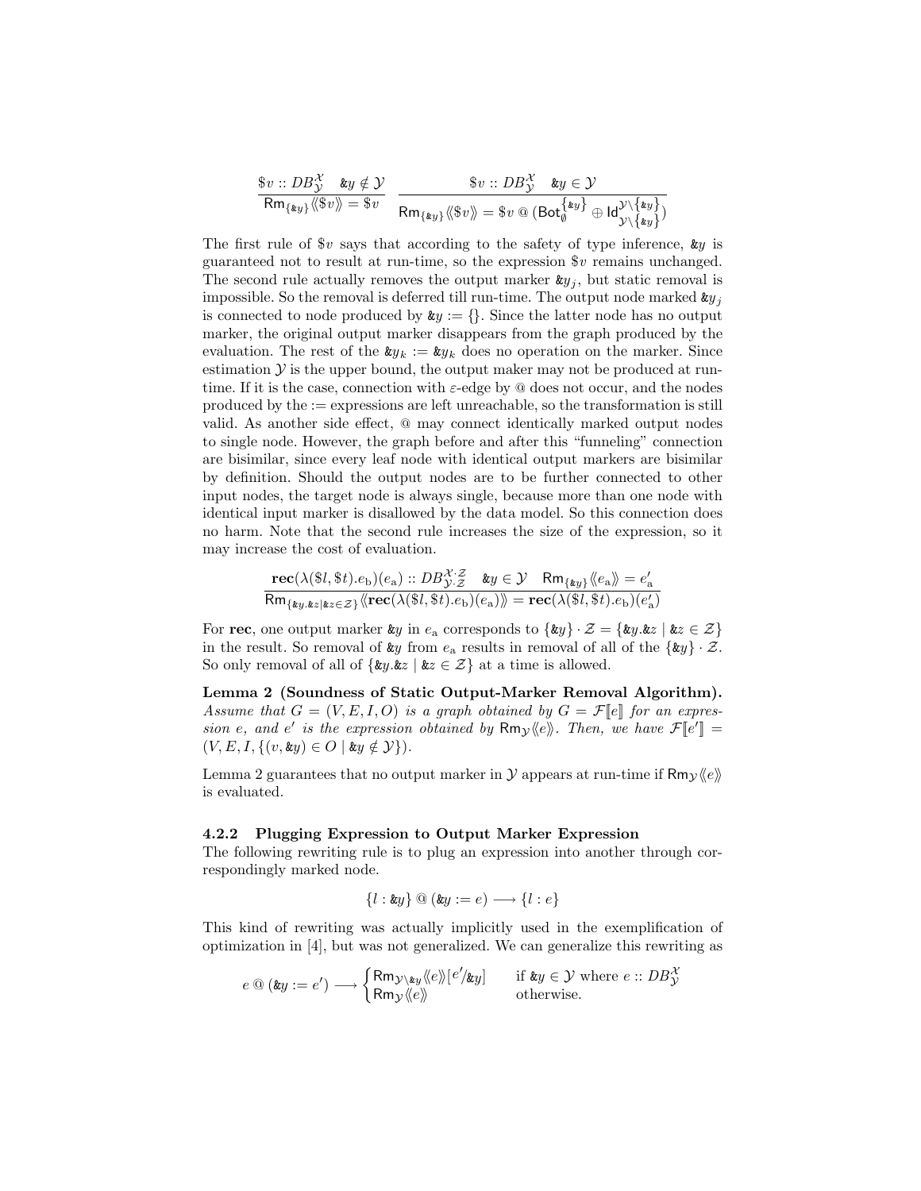$$\frac{\$v :: DB^{\mathcal{X}}_{\mathcal{Y}} \quad \&y \notin \mathcal{Y}}{\mathsf{Rm}_{\{\&y\}}\langle\!\langle \$v \rangle\!\rangle = \$v} \quad \frac{\$v :: DB^{\mathcal{X}}_{\mathcal{Y}} \quad \&y \in \mathcal{Y}}{\mathsf{Rm}_{\{\&y\}}\langle\!\langle \$v \rangle\!\rangle = \$v \mathbin{@} (\mathsf{Bot}^{\{\&y\}}_{\emptyset} \oplus \mathsf{Id}^{\mathcal{Y}\setminus\{\&y\}}_{\mathcal{Y}\setminus\{\&y\}})}$$

The first rule of $\$v$ says that according to the safety of type inference, $\&y$ is guaranteed not to result at run-time, so the expression $\$v$ remains unchanged. The second rule actually removes the output marker $\&y_j$, but static removal is impossible. So the removal is deferred till run-time. The output node marked $\&y_j$ is connected to node produced by $\&y := \{\}$. Since the latter node has no output marker, the original output marker disappears from the graph produced by the evaluation. The rest of the $\&y_k := \&y_k$ does no operation on the marker. Since estimation $\mathcal{Y}$ is the upper bound, the output maker may not be produced at run-time. If it is the case, connection with $\varepsilon$-edge by @ does not occur, and the nodes produced by the := expressions are left unreachable, so the transformation is still valid. As another side effect, @ may connect identically marked output nodes to single node. However, the graph before and after this "funneling" connection are bisimilar, since every leaf node with identical output markers are bisimilar by definition. Should the output nodes are to be further connected to other input nodes, the target node is always single, because more than one node with identical input marker is disallowed by the data model. So this connection does no harm. Note that the second rule increases the size of the expression, so it may increase the cost of evaluation.

$$\frac{\mathbf{rec}(\lambda(\$l,\$t).e_{\mathrm{b}})(e_{\mathrm{a}}) :: DB^{\mathcal{X}\cdot\mathcal{Z}}_{\mathcal{Y}\cdot\mathcal{Z}} \quad \&y \in \mathcal{Y} \quad \mathsf{Rm}_{\{\&y\}}\langle\!\langle e_{\mathrm{a}} \rangle\!\rangle = e'_{\mathrm{a}}}{\mathsf{Rm}_{\{\&y.\&z \mid \&z \in \mathcal{Z}\}}\langle\!\langle \mathbf{rec}(\lambda(\$l,\$t).e_{\mathrm{b}})(e_{\mathrm{a}}) \rangle\!\rangle = \mathbf{rec}(\lambda(\$l,\$t).e_{\mathrm{b}})(e'_{\mathrm{a}})}$$

For **rec**, one output marker $\&y$ in $e_{\mathrm{a}}$ corresponds to $\{\&y\}\cdot\mathcal{Z} = \{\&y.\&z \mid \&z \in \mathcal{Z}\}$ in the result. So removal of $\&y$ from $e_{\mathrm{a}}$ results in removal of all of the $\{\&y\}\cdot\mathcal{Z}$. So only removal of all of $\{\&y.\&z \mid \&z \in \mathcal{Z}\}$ at a time is allowed.

**Lemma 2 (Soundness of Static Output-Marker Removal Algorithm).** *Assume that $G = (V, E, I, O)$ is a graph obtained by $G = \mathcal{F}[\![e]\!]$ for an expression $e$, and $e'$ is the expression obtained by $\mathsf{Rm}_{\mathcal{Y}}\langle\!\langle e \rangle\!\rangle$. Then, we have $\mathcal{F}[\![e']\!] = (V, E, I, \{(v, \&y) \in O \mid \&y \notin \mathcal{Y}\})$.*

Lemma 2 guarantees that no output marker in $\mathcal{Y}$ appears at run-time if $\mathsf{Rm}_{\mathcal{Y}}\langle\!\langle e \rangle\!\rangle$ is evaluated.

### 4.2.2 Plugging Expression to Output Marker Expression

The following rewriting rule is to plug an expression into another through correspondingly marked node.

$$\{l : \&y\} \mathbin{@} (\&y := e) \longrightarrow \{l : e\}$$

This kind of rewriting was actually implicitly used in the exemplification of optimization in [4], but was not generalized. We can generalize this rewriting as

$$e \mathbin{@} (\&y := e') \longrightarrow \begin{cases} \mathsf{Rm}_{\mathcal{Y}\setminus\&y}\langle\!\langle e \rangle\!\rangle[e'/\&y] & \text{if } \&y \in \mathcal{Y} \text{ where } e :: DB^{\mathcal{X}}_{\mathcal{Y}} \\ \mathsf{Rm}_{\mathcal{Y}}\langle\!\langle e \rangle\!\rangle & \text{otherwise.} \end{cases}$$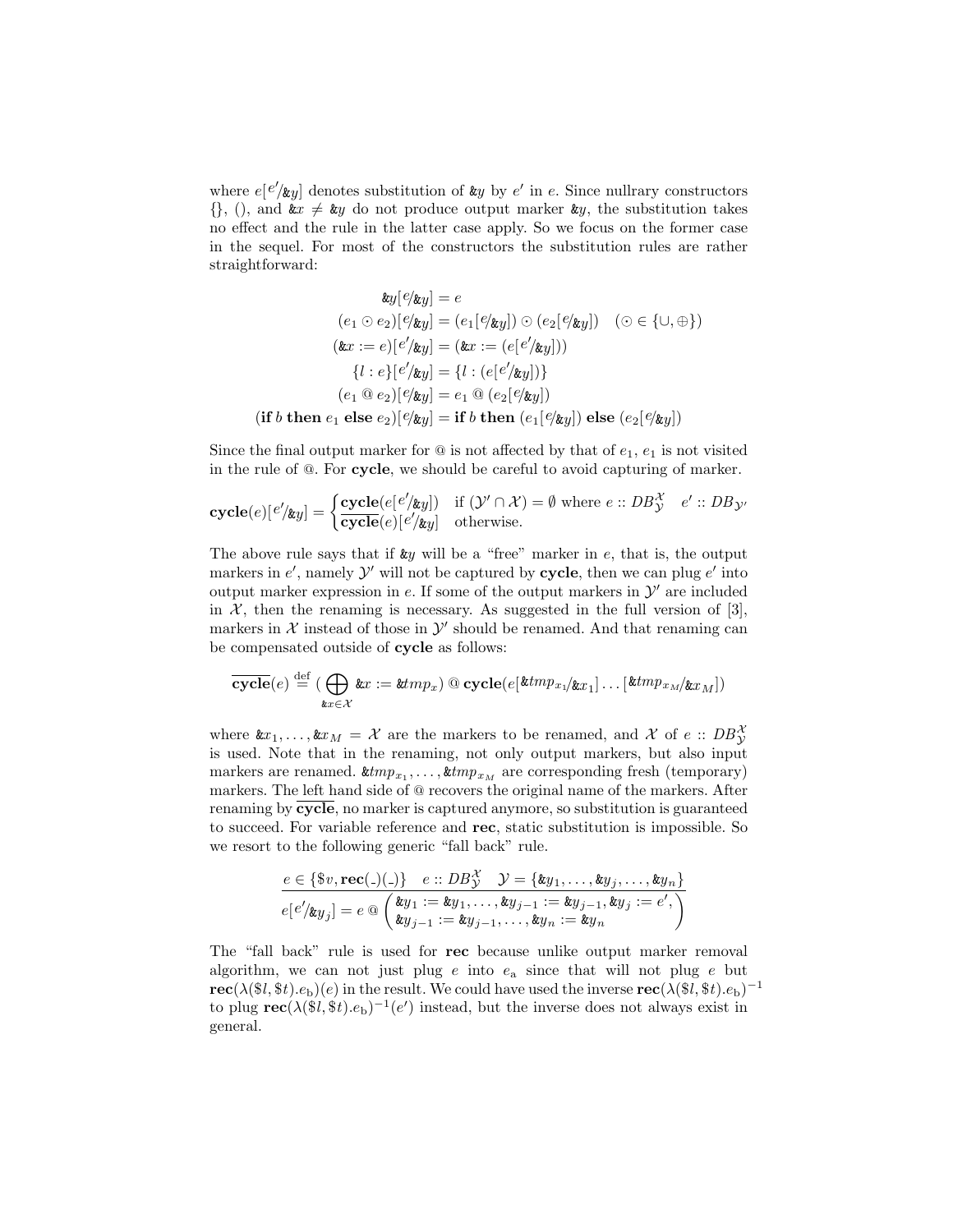where $e[{}^{e'}\!/_{\&y}]$ denotes substitution of $\&y$ by $e'$ in $e$. Since nullrary constructors $\{\}$, $()$, and $\&x \neq \&y$ do not produce output marker $\&y$, the substitution takes no effect and the rule in the latter case apply. So we focus on the former case in the sequel. For most of the constructors the substitution rules are rather straightforward:

$$
\begin{aligned}
\&y[{}^{e}\!/_{\&y}] &= e \\
(e_1 \odot e_2)[{}^{e}\!/_{\&y}] &= (e_1[{}^{e}\!/_{\&y}]) \odot (e_2[{}^{e}\!/_{\&y}]) \quad (\odot \in \{\cup, \oplus\}) \\
(\&x := e)[{}^{e'}\!/_{\&y}] &= (\&x := (e[{}^{e'}\!/_{\&y}])) \\
\{l : e\}[{}^{e'}\!/_{\&y}] &= \{l : (e[{}^{e'}\!/_{\&y}])\} \\
(e_1 \mathbin{@} e_2)[{}^{e}\!/_{\&y}] &= e_1 \mathbin{@} (e_2[{}^{e}\!/_{\&y}]) \\
(\textbf{if } b \textbf{ then } e_1 \textbf{ else } e_2)[{}^{e}\!/_{\&y}] &= \textbf{if } b \textbf{ then } (e_1[{}^{e}\!/_{\&y}]) \textbf{ else } (e_2[{}^{e}\!/_{\&y}])
\end{aligned}
$$

Since the final output marker for @ is not affected by that of $e_1$, $e_1$ is not visited in the rule of @. For **cycle**, we should be careful to avoid capturing of marker.

$$
\textbf{cycle}(e)[{}^{e'}\!/_{\&y}] = \begin{cases} \textbf{cycle}(e[{}^{e'}\!/_{\&y}]) & \text{if } (\mathcal{Y}' \cap \mathcal{X}) = \emptyset \text{ where } e :: DB^{\mathcal{X}}_{\mathcal{Y}} \quad e' :: DB_{\mathcal{Y}'} \\ \overline{\textbf{cycle}}(e)[{}^{e'}\!/_{\&y}] & \text{otherwise.} \end{cases}
$$

The above rule says that if $\&y$ will be a "free" marker in $e$, that is, the output markers in $e'$, namely $\mathcal{Y}'$ will not be captured by **cycle**, then we can plug $e'$ into output marker expression in $e$. If some of the output markers in $\mathcal{Y}'$ are included in $\mathcal{X}$, then the renaming is necessary. As suggested in the full version of [3], markers in $\mathcal{X}$ instead of those in $\mathcal{Y}'$ should be renamed. And that renaming can be compensated outside of **cycle** as follows:

$$
\overline{\textbf{cycle}}(e) \stackrel{\text{def}}{=} (\bigoplus_{\&x \in \mathcal{X}} \&x := \&tmp_x) \mathbin{@} \textbf{cycle}(e[{}^{\&tmp_{x_1}}\!/_{\&x_1}] \ldots [{}^{\&tmp_{x_M}}\!/_{\&x_M}])
$$

where $\&x_1, \ldots, \&x_M = \mathcal{X}$ are the markers to be renamed, and $\mathcal{X}$ of $e :: DB^{\mathcal{X}}_{\mathcal{Y}}$ is used. Note that in the renaming, not only output markers, but also input markers are renamed. $\&tmp_{x_1}, \ldots, \&tmp_{x_M}$ are corresponding fresh (temporary) markers. The left hand side of @ recovers the original name of the markers. After renaming by $\overline{\textbf{cycle}}$, no marker is captured anymore, so substitution is guaranteed to succeed. For variable reference and **rec**, static substitution is impossible. So we resort to the following generic "fall back" rule.

$$
\frac{e \in \{\$v, \textbf{rec}(\_)(\_)\} \quad e :: DB^{\mathcal{X}}_{\mathcal{Y}} \quad \mathcal{Y} = \{\&y_1, \ldots, \&y_j, \ldots, \&y_n\}}{e[{}^{e'}\!/_{\&y_j}] = e \mathbin{@} \begin{pmatrix} \&y_1 := \&y_1, \ldots, \&y_{j-1} := \&y_{j-1}, \&y_j := e', \\ \&y_{j-1} := \&y_{j-1}, \ldots, \&y_n := \&y_n \end{pmatrix}}
$$

The "fall back" rule is used for **rec** because unlike output marker removal algorithm, we can not just plug $e$ into $e_\text{a}$ since that will not plug $e$ but $\textbf{rec}(\lambda(\$l, \$t).e_\text{b})(e)$ in the result. We could have used the inverse $\textbf{rec}(\lambda(\$l, \$t).e_\text{b})^{-1}$ to plug $\textbf{rec}(\lambda(\$l, \$t).e_\text{b})^{-1}(e')$ instead, but the inverse does not always exist in general.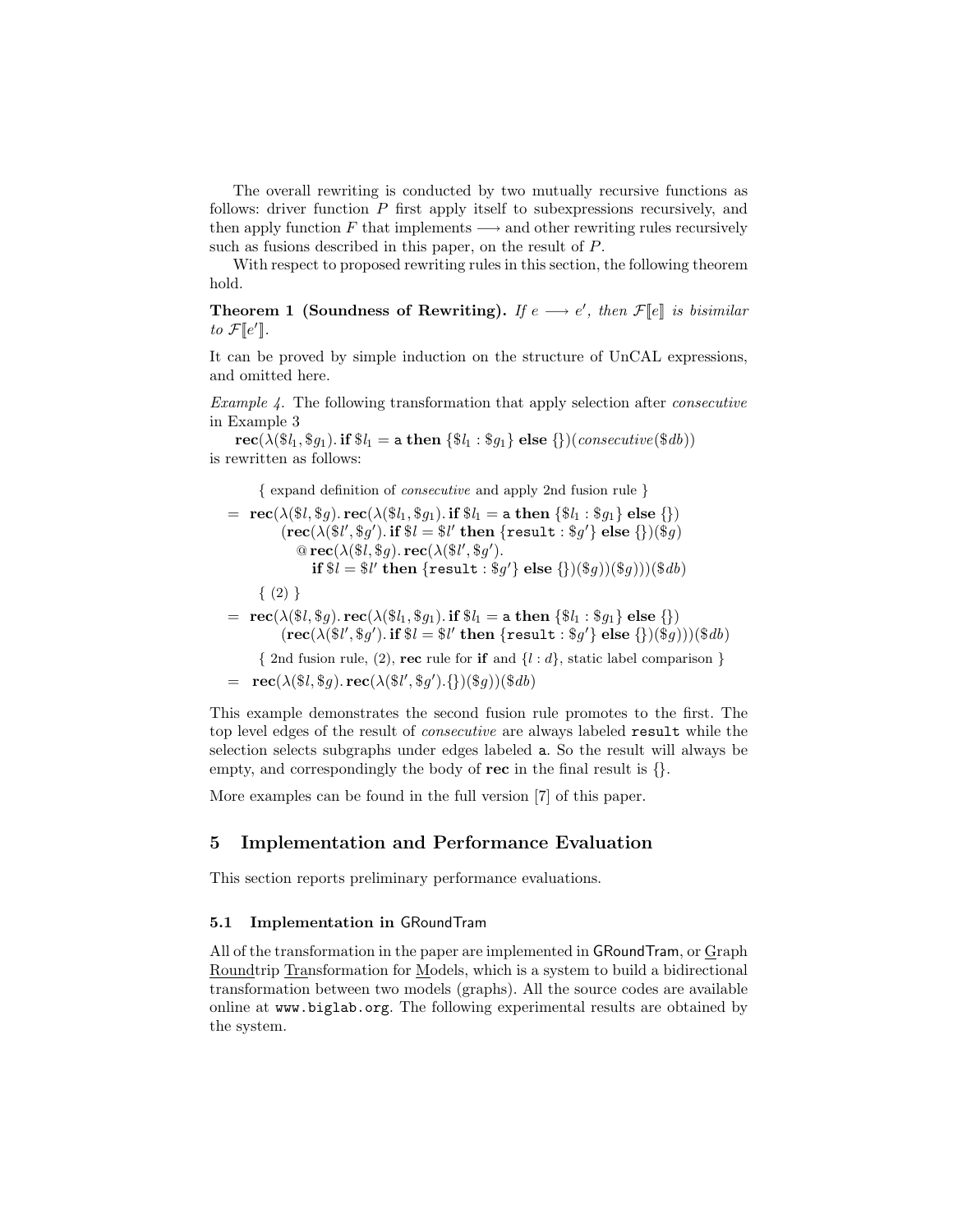The overall rewriting is conducted by two mutually recursive functions as follows: driver function $P$ first apply itself to subexpressions recursively, and then apply function $F$ that implements $\longrightarrow$ and other rewriting rules recursively such as fusions described in this paper, on the result of $P$.

With respect to proposed rewriting rules in this section, the following theorem hold.

**Theorem 1 (Soundness of Rewriting).** *If $e \longrightarrow e'$, then $\mathcal{F}[\![e]\!]$ is bisimilar to $\mathcal{F}[\![e']\!]$.*

It can be proved by simple induction on the structure of UnCAL expressions, and omitted here.

*Example 4.* The following transformation that apply selection after *consecutive* in Example 3

$$\mathbf{rec}(\lambda(\$l_1, \$g_1).\, \mathbf{if}\ \$l_1 = \mathtt{a}\ \mathbf{then}\ \{\$l_1 : \$g_1\}\ \mathbf{else}\ \{\})(\mathit{consecutive}(\$db))$$

is rewritten as follows:

$$
\begin{aligned}
& \{ \text{ expand definition of } \mathit{consecutive} \text{ and apply 2nd fusion rule } \} \\
= \;& \mathbf{rec}(\lambda(\$l, \$g).\, \mathbf{rec}(\lambda(\$l_1, \$g_1).\, \mathbf{if}\ \$l_1 = \mathtt{a}\ \mathbf{then}\ \{\$l_1 : \$g_1\}\ \mathbf{else}\ \{\}) \\
& \quad (\mathbf{rec}(\lambda(\$l', \$g').\, \mathbf{if}\ \$l = \$l'\ \mathbf{then}\ \{\mathtt{result} : \$g'\}\ \mathbf{else}\ \{\})(\$g) \\
& \quad\quad @\, \mathbf{rec}(\lambda(\$l, \$g).\, \mathbf{rec}(\lambda(\$l', \$g'). \\
& \quad\quad\quad \mathbf{if}\ \$l = \$l'\ \mathbf{then}\ \{\mathtt{result} : \$g'\}\ \mathbf{else}\ \{\})(\$g))(\$g)))(\$db) \\
& \{ \text{ (2) } \} \\
= \;& \mathbf{rec}(\lambda(\$l, \$g).\, \mathbf{rec}(\lambda(\$l_1, \$g_1).\, \mathbf{if}\ \$l_1 = \mathtt{a}\ \mathbf{then}\ \{\$l_1 : \$g_1\}\ \mathbf{else}\ \{\}) \\
& \quad (\mathbf{rec}(\lambda(\$l', \$g').\, \mathbf{if}\ \$l = \$l'\ \mathbf{then}\ \{\mathtt{result} : \$g'\}\ \mathbf{else}\ \{\})(\$g)))(\$db) \\
& \{ \text{ 2nd fusion rule, (2), } \mathbf{rec} \text{ rule for } \mathbf{if} \text{ and } \{l : d\}, \text{ static label comparison } \} \\
= \;& \mathbf{rec}(\lambda(\$l, \$g).\, \mathbf{rec}(\lambda(\$l', \$g').\{\})(\$g))(\$db)
\end{aligned}
$$

This example demonstrates the second fusion rule promotes to the first. The top level edges of the result of *consecutive* are always labeled `result` while the selection selects subgraphs under edges labeled `a`. So the result will always be empty, and correspondingly the body of **rec** in the final result is $\{\}$.

More examples can be found in the full version [7] of this paper.

## 5 Implementation and Performance Evaluation

This section reports preliminary performance evaluations.

### 5.1 Implementation in GRoundTram

All of the transformation in the paper are implemented in GRoundTram, or Graph Roundtrip Transformation for Models, which is a system to build a bidirectional transformation between two models (graphs). All the source codes are available online at `www.biglab.org`. The following experimental results are obtained by the system.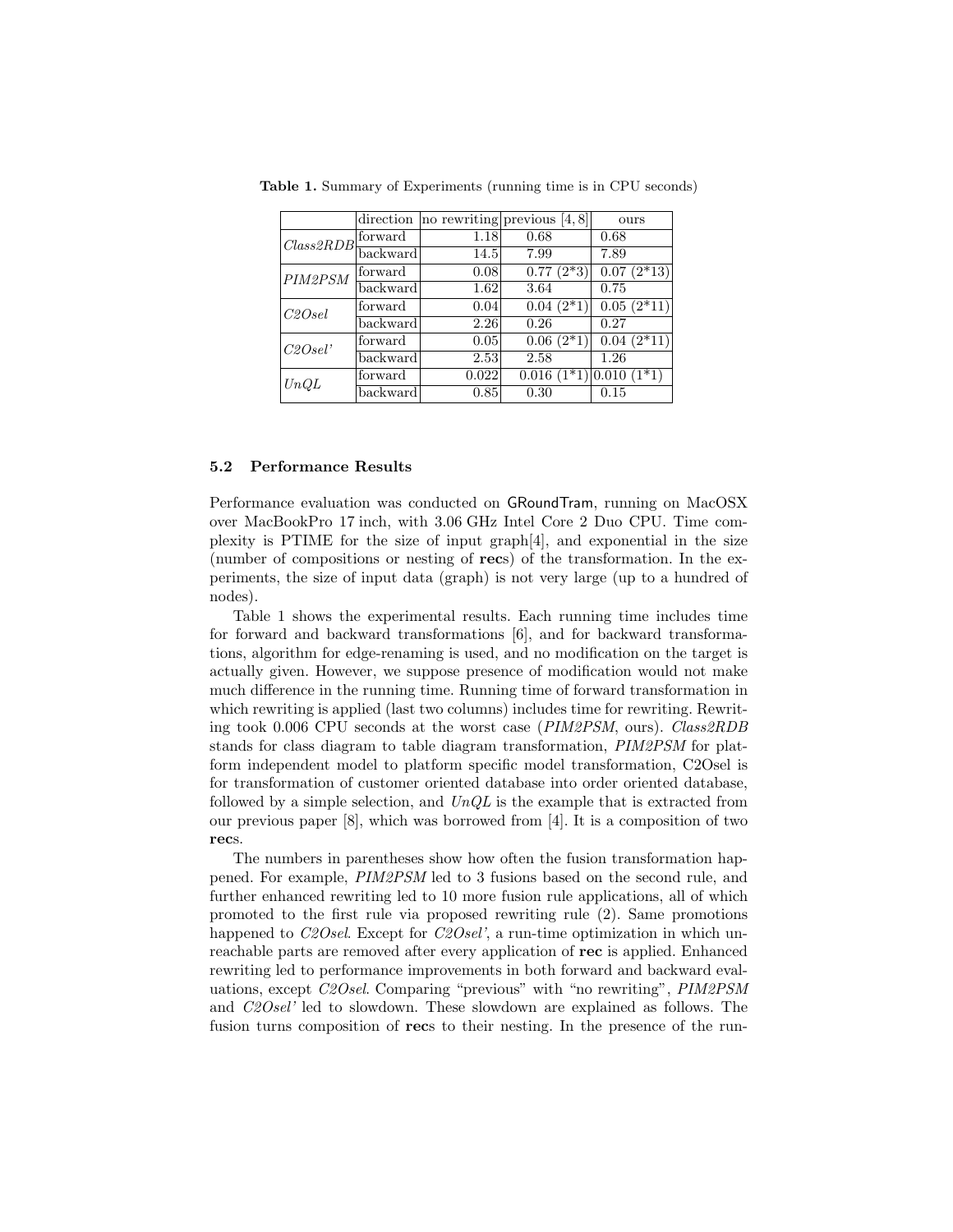**Table 1.** Summary of Experiments (running time is in CPU seconds)

| | direction | no rewriting | previous [4, 8] | ours |
|---|---|---|---|---|
| *Class2RDB* | forward | 1.18 | 0.68 | 0.68 |
| | backward | 14.5 | 7.99 | 7.89 |
| *PIM2PSM* | forward | 0.08 | 0.77 (2*3) | 0.07 (2*13) |
| | backward | 1.62 | 3.64 | 0.75 |
| *C2Osel* | forward | 0.04 | 0.04 (2*1) | 0.05 (2*11) |
| | backward | 2.26 | 0.26 | 0.27 |
| *C2Osel'* | forward | 0.05 | 0.06 (2*1) | 0.04 (2*11) |
| | backward | 2.53 | 2.58 | 1.26 |
| *UnQL* | forward | 0.022 | 0.016 (1*1) | 0.010 (1*1) |
| | backward | 0.85 | 0.30 | 0.15 |

### 5.2 Performance Results

Performance evaluation was conducted on GRoundTram, running on MacOSX over MacBookPro 17 inch, with 3.06 GHz Intel Core 2 Duo CPU. Time complexity is PTIME for the size of input graph[4], and exponential in the size (number of compositions or nesting of **rec**s) of the transformation. In the experiments, the size of input data (graph) is not very large (up to a hundred of nodes).

Table 1 shows the experimental results. Each running time includes time for forward and backward transformations [6], and for backward transformations, algorithm for edge-renaming is used, and no modification on the target is actually given. However, we suppose presence of modification would not make much difference in the running time. Running time of forward transformation in which rewriting is applied (last two columns) includes time for rewriting. Rewriting took 0.006 CPU seconds at the worst case (*PIM2PSM*, ours). *Class2RDB* stands for class diagram to table diagram transformation, *PIM2PSM* for platform independent model to platform specific model transformation, C2Osel is for transformation of customer oriented database into order oriented database, followed by a simple selection, and *UnQL* is the example that is extracted from our previous paper [8], which was borrowed from [4]. It is a composition of two **rec**s.

The numbers in parentheses show how often the fusion transformation happened. For example, *PIM2PSM* led to 3 fusions based on the second rule, and further enhanced rewriting led to 10 more fusion rule applications, all of which promoted to the first rule via proposed rewriting rule (2). Same promotions happened to *C2Osel*. Except for *C2Osel'*, a run-time optimization in which unreachable parts are removed after every application of **rec** is applied. Enhanced rewriting led to performance improvements in both forward and backward evaluations, except *C2Osel*. Comparing "previous" with "no rewriting", *PIM2PSM* and *C2Osel'* led to slowdown. These slowdown are explained as follows. The fusion turns composition of **rec**s to their nesting. In the presence of the run-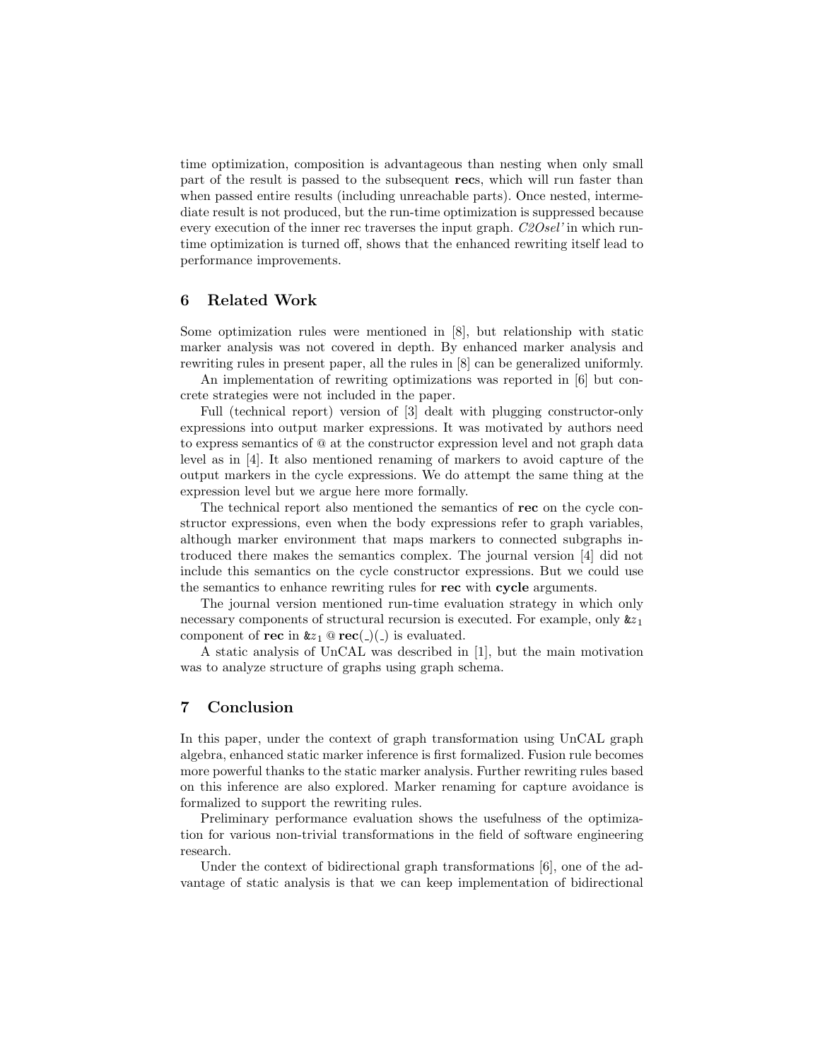time optimization, composition is advantageous than nesting when only small part of the result is passed to the subsequent **rec**s, which will run faster than when passed entire results (including unreachable parts). Once nested, intermediate result is not produced, but the run-time optimization is suppressed because every execution of the inner rec traverses the input graph. *C2Osel'* in which run-time optimization is turned off, shows that the enhanced rewriting itself lead to performance improvements.

## 6 Related Work

Some optimization rules were mentioned in [8], but relationship with static marker analysis was not covered in depth. By enhanced marker analysis and rewriting rules in present paper, all the rules in [8] can be generalized uniformly.

An implementation of rewriting optimizations was reported in [6] but concrete strategies were not included in the paper.

Full (technical report) version of [3] dealt with plugging constructor-only expressions into output marker expressions. It was motivated by authors need to express semantics of @ at the constructor expression level and not graph data level as in [4]. It also mentioned renaming of markers to avoid capture of the output markers in the cycle expressions. We do attempt the same thing at the expression level but we argue here more formally.

The technical report also mentioned the semantics of **rec** on the cycle constructor expressions, even when the body expressions refer to graph variables, although marker environment that maps markers to connected subgraphs introduced there makes the semantics complex. The journal version [4] did not include this semantics on the cycle constructor expressions. But we could use the semantics to enhance rewriting rules for **rec** with **cycle** arguments.

The journal version mentioned run-time evaluation strategy in which only necessary components of structural recursion is executed. For example, only $\&z_1$ component of **rec** in $\&z_1 \mathbin{@} \mathbf{rec}(\_)(\_)$ is evaluated.

A static analysis of UnCAL was described in [1], but the main motivation was to analyze structure of graphs using graph schema.

## 7 Conclusion

In this paper, under the context of graph transformation using UnCAL graph algebra, enhanced static marker inference is first formalized. Fusion rule becomes more powerful thanks to the static marker analysis. Further rewriting rules based on this inference are also explored. Marker renaming for capture avoidance is formalized to support the rewriting rules.

Preliminary performance evaluation shows the usefulness of the optimization for various non-trivial transformations in the field of software engineering research.

Under the context of bidirectional graph transformations [6], one of the advantage of static analysis is that we can keep implementation of bidirectional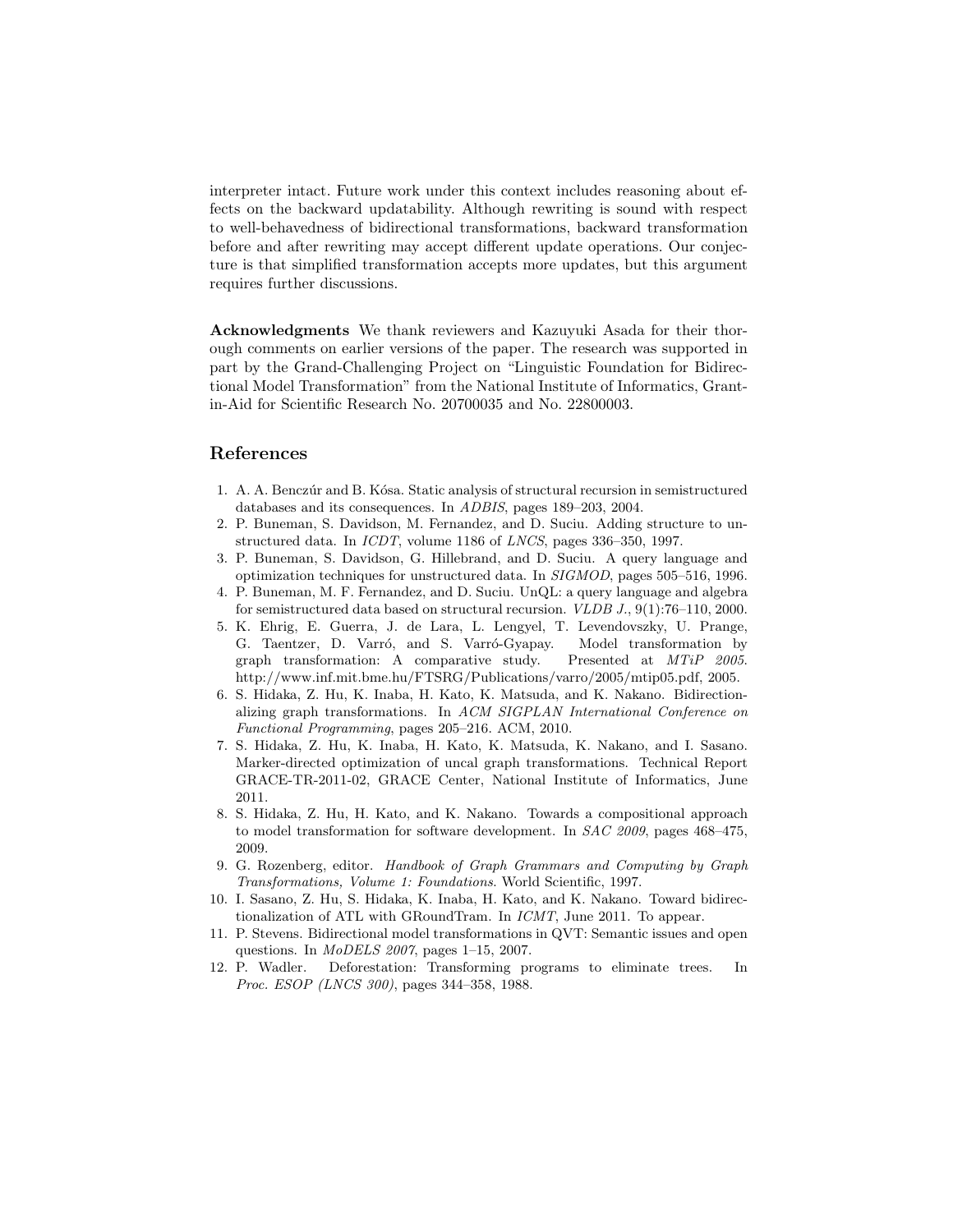interpreter intact. Future work under this context includes reasoning about effects on the backward updatability. Although rewriting is sound with respect to well-behavedness of bidirectional transformations, backward transformation before and after rewriting may accept different update operations. Our conjecture is that simplified transformation accepts more updates, but this argument requires further discussions.

**Acknowledgments** We thank reviewers and Kazuyuki Asada for their thorough comments on earlier versions of the paper. The research was supported in part by the Grand-Challenging Project on "Linguistic Foundation for Bidirectional Model Transformation" from the National Institute of Informatics, Grant-in-Aid for Scientific Research No. 20700035 and No. 22800003.

## References

1. A. A. Benczúr and B. Kósa. Static analysis of structural recursion in semistructured databases and its consequences. In *ADBIS*, pages 189–203, 2004.
2. P. Buneman, S. Davidson, M. Fernandez, and D. Suciu. Adding structure to unstructured data. In *ICDT*, volume 1186 of *LNCS*, pages 336–350, 1997.
3. P. Buneman, S. Davidson, G. Hillebrand, and D. Suciu. A query language and optimization techniques for unstructured data. In *SIGMOD*, pages 505–516, 1996.
4. P. Buneman, M. F. Fernandez, and D. Suciu. UnQL: a query language and algebra for semistructured data based on structural recursion. *VLDB J.*, 9(1):76–110, 2000.
5. K. Ehrig, E. Guerra, J. de Lara, L. Lengyel, T. Levendovszky, U. Prange, G. Taentzer, D. Varró, and S. Varró-Gyapay. Model transformation by graph transformation: A comparative study. Presented at *MTiP 2005*. http://www.inf.mit.bme.hu/FTSRG/Publications/varro/2005/mtip05.pdf, 2005.
6. S. Hidaka, Z. Hu, K. Inaba, H. Kato, K. Matsuda, and K. Nakano. Bidirectionalizing graph transformations. In *ACM SIGPLAN International Conference on Functional Programming*, pages 205–216. ACM, 2010.
7. S. Hidaka, Z. Hu, K. Inaba, H. Kato, K. Matsuda, K. Nakano, and I. Sasano. Marker-directed optimization of uncal graph transformations. Technical Report GRACE-TR-2011-02, GRACE Center, National Institute of Informatics, June 2011.
8. S. Hidaka, Z. Hu, H. Kato, and K. Nakano. Towards a compositional approach to model transformation for software development. In *SAC 2009*, pages 468–475, 2009.
9. G. Rozenberg, editor. *Handbook of Graph Grammars and Computing by Graph Transformations, Volume 1: Foundations*. World Scientific, 1997.
10. I. Sasano, Z. Hu, S. Hidaka, K. Inaba, H. Kato, and K. Nakano. Toward bidirectionalization of ATL with GRoundTram. In *ICMT*, June 2011. To appear.
11. P. Stevens. Bidirectional model transformations in QVT: Semantic issues and open questions. In *MoDELS 2007*, pages 1–15, 2007.
12. P. Wadler. Deforestation: Transforming programs to eliminate trees. In *Proc. ESOP (LNCS 300)*, pages 344–358, 1988.